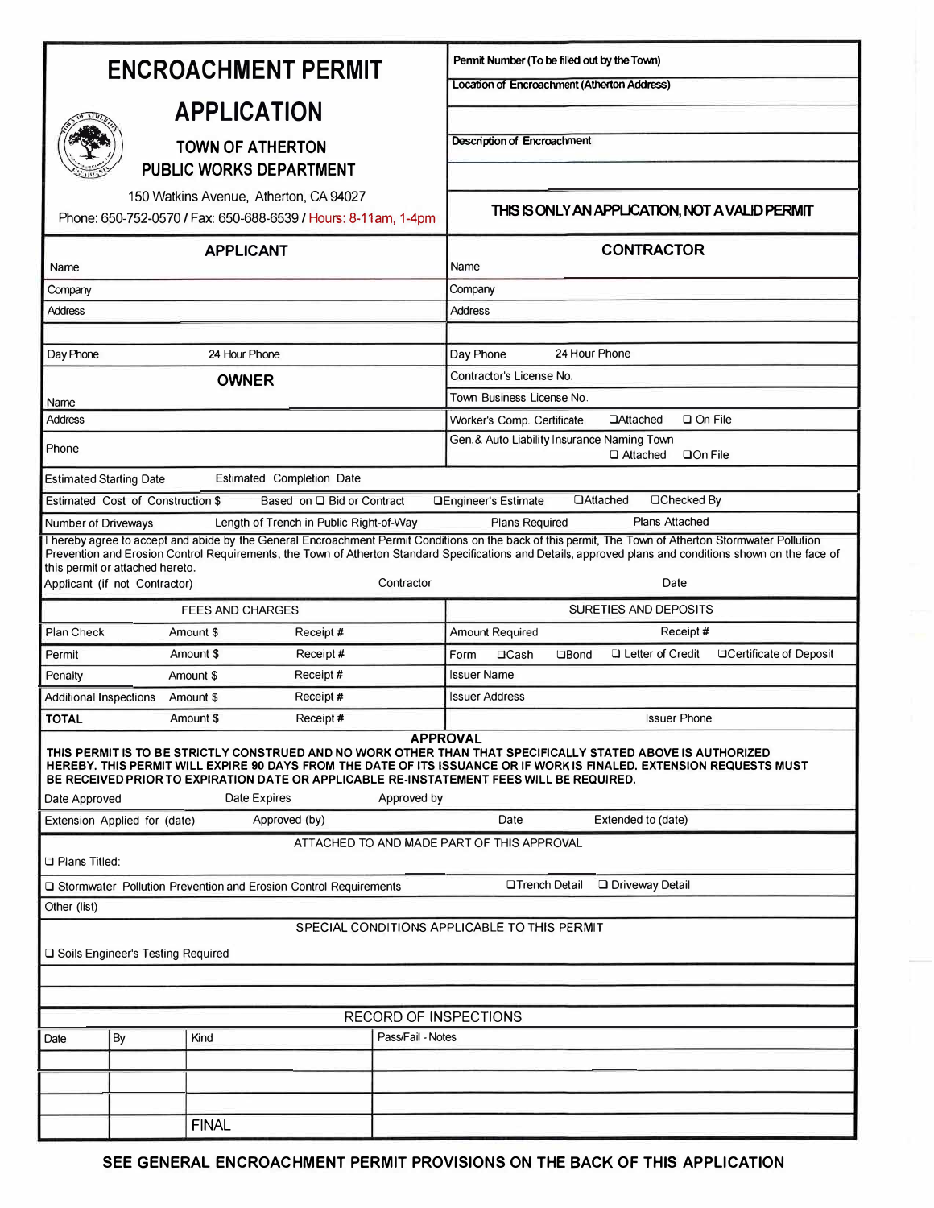# ENCROACHMENT PERMIT APPLICATION

## TOWN OF ATHERTON
## PUBLIC WORKS DEPARTMENT

150 Watkins Avenue, Atherton, CA 94027

Phone: 650-752-0570 / Fax: 650-688-6539 / Hours: 8-11am, 1-4pm

| Permit Number (To be filled out by the Town) |
|---|
| Location of Encroachment (Atherton Address) |
| |
| Description of Encroachment |
| |

**THIS IS ONLY AN APPLICATION, NOT A VALID PERMIT**

| APPLICANT | | CONTRACTOR | |
|---|---|---|---|
| Name | | Name | |
| Company | | Company | |
| Address | | Address | |
| | | | |
| Day Phone | 24 Hour Phone | Day Phone | 24 Hour Phone |
| **OWNER** | | Contractor's License No. | |
| Name | | Town Business License No. | |
| Address | | Worker's Comp. Certificate | ❑ Attached ❑ On File |
| Phone | | Gen.& Auto Liability Insurance Naming Town | ❑ Attached ❑ On File |

| Estimated Starting Date | Estimated Completion Date | | |
|---|---|---|---|
| Estimated Cost of Construction $ | Based on ❑ Bid or Contract | ❑ Engineer's Estimate | ❑ Attached ❑ Checked By |
| Number of Driveways | Length of Trench in Public Right-of-Way | Plans Required | Plans Attached |

I hereby agree to accept and abide by the General Encroachment Permit Conditions on the back of this permit, The Town of Atherton Stormwater Pollution Prevention and Erosion Control Requirements, the Town of Atherton Standard Specifications and Details, approved plans and conditions shown on the face of this permit or attached hereto.

Applicant (if not Contractor) Contractor Date

| FEES AND CHARGES | | | SURETIES AND DEPOSITS |
|---|---|---|---|
| Plan Check | Amount $ | Receipt # | Amount Required Receipt # |
| Permit | Amount $ | Receipt # | Form ❑ Cash ❑ Bond ❑ Letter of Credit ❑ Certificate of Deposit |
| Penalty | Amount $ | Receipt # | Issuer Name |
| Additional Inspections | Amount $ | Receipt # | Issuer Address |
| **TOTAL** | Amount $ | Receipt # | Issuer Phone |

### APPROVAL

**THIS PERMIT IS TO BE STRICTLY CONSTRUED AND NO WORK OTHER THAN THAT SPECIFICALLY STATED ABOVE IS AUTHORIZED HEREBY. THIS PERMIT WILL EXPIRE 90 DAYS FROM THE DATE OF ITS ISSUANCE OR IF WORK IS FINALED. EXTENSION REQUESTS MUST BE RECEIVED PRIOR TO EXPIRATION DATE OR APPLICABLE RE-INSTATEMENT FEES WILL BE REQUIRED.**

| Date Approved | Date Expires | Approved by | |
|---|---|---|---|
| Extension Applied for (date) | Approved (by) | Date | Extended to (date) |

ATTACHED TO AND MADE PART OF THIS APPROVAL

❑ Plans Titled:

❑ Stormwater Pollution Prevention and Erosion Control Requirements ❑ Trench Detail ❑ Driveway Detail

Other (list)

SPECIAL CONDITIONS APPLICABLE TO THIS PERMIT

❑ Soils Engineer's Testing Required

RECORD OF INSPECTIONS

| Date | By | Kind | Pass/Fail - Notes |
|---|---|---|---|
| | | | |
| | | | |
| | | | |
| | | FINAL | |

**SEE GENERAL ENCROACHMENT PERMIT PROVISIONS ON THE BACK OF THIS APPLICATION**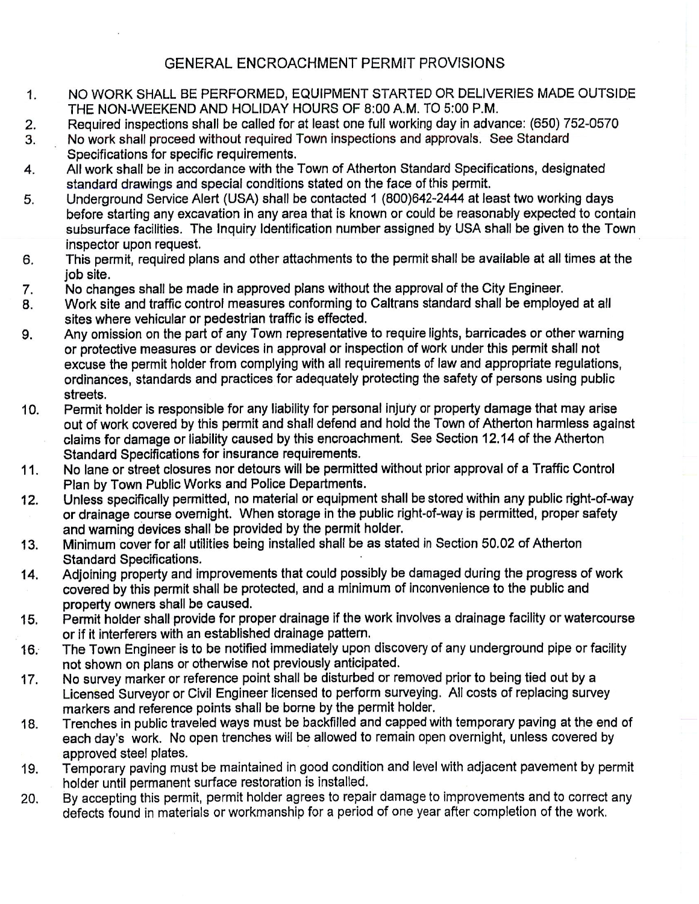# GENERAL ENCROACHMENT PERMIT PROVISIONS

1. NO WORK SHALL BE PERFORMED, EQUIPMENT STARTED OR DELIVERIES MADE OUTSIDE THE NON-WEEKEND AND HOLIDAY HOURS OF 8:00 A.M. TO 5:00 P.M.
2. Required inspections shall be called for at least one full working day in advance: (650) 752-0570
3. No work shall proceed without required Town inspections and approvals. See Standard Specifications for specific requirements.
4. All work shall be in accordance with the Town of Atherton Standard Specifications, designated standard drawings and special conditions stated on the face of this permit.
5. Underground Service Alert (USA) shall be contacted 1 (800)642-2444 at least two working days before starting any excavation in any area that is known or could be reasonably expected to contain subsurface facilities. The Inquiry Identification number assigned by USA shall be given to the Town inspector upon request.
6. This permit, required plans and other attachments to the permit shall be available at all times at the job site.
7. No changes shall be made in approved plans without the approval of the City Engineer.
8. Work site and traffic control measures conforming to Caltrans standard shall be employed at all sites where vehicular or pedestrian traffic is effected.
9. Any omission on the part of any Town representative to require lights, barricades or other warning or protective measures or devices in approval or inspection of work under this permit shall not excuse the permit holder from complying with all requirements of law and appropriate regulations, ordinances, standards and practices for adequately protecting the safety of persons using public streets.
10. Permit holder is responsible for any liability for personal injury or property damage that may arise out of work covered by this permit and shall defend and hold the Town of Atherton harmless against claims for damage or liability caused by this encroachment. See Section 12.14 of the Atherton Standard Specifications for insurance requirements.
11. No lane or street closures nor detours will be permitted without prior approval of a Traffic Control Plan by Town Public Works and Police Departments.
12. Unless specifically permitted, no material or equipment shall be stored within any public right-of-way or drainage course overnight. When storage in the public right-of-way is permitted, proper safety and warning devices shall be provided by the permit holder.
13. Minimum cover for all utilities being installed shall be as stated in Section 50.02 of Atherton Standard Specifications.
14. Adjoining property and improvements that could possibly be damaged during the progress of work covered by this permit shall be protected, and a minimum of inconvenience to the public and property owners shall be caused.
15. Permit holder shall provide for proper drainage if the work involves a drainage facility or watercourse or if it interferers with an established drainage pattern.
16. The Town Engineer is to be notified immediately upon discovery of any underground pipe or facility not shown on plans or otherwise not previously anticipated.
17. No survey marker or reference point shall be disturbed or removed prior to being tied out by a Licensed Surveyor or Civil Engineer licensed to perform surveying. All costs of replacing survey markers and reference points shall be borne by the permit holder.
18. Trenches in public traveled ways must be backfilled and capped with temporary paving at the end of each day's work. No open trenches will be allowed to remain open overnight, unless covered by approved steel plates.
19. Temporary paving must be maintained in good condition and level with adjacent pavement by permit holder until permanent surface restoration is installed.
20. By accepting this permit, permit holder agrees to repair damage to improvements and to correct any defects found in materials or workmanship for a period of one year after completion of the work.